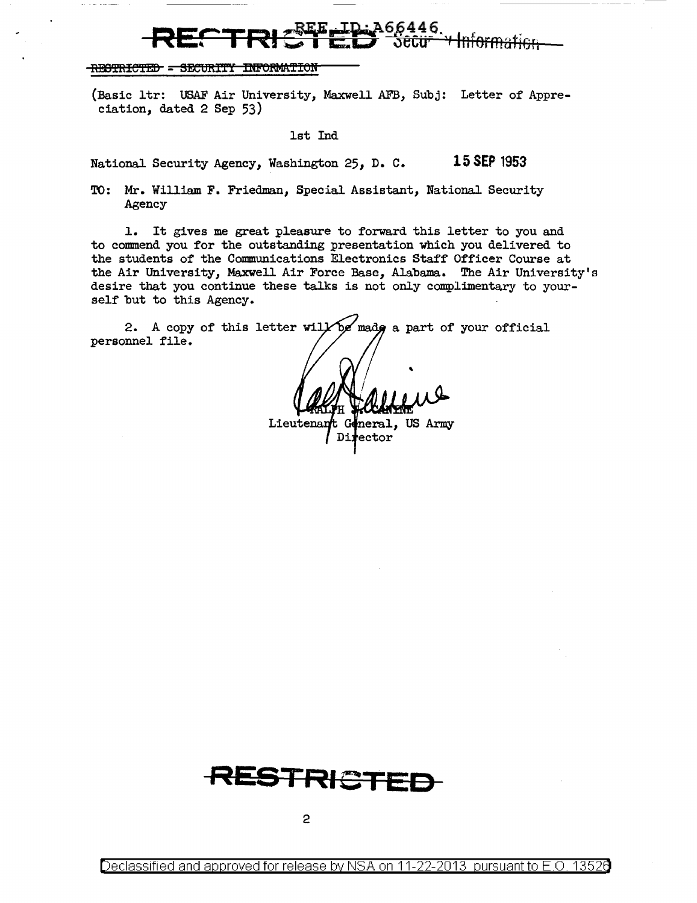RESTRICTED REF ID:A66446 Security Information

~~RESTRICTED - SECURITY INFORMATION~~

(Basic ltr: USAF Air University, Maxwell AFB, Subj: Letter of Appreciation, dated 2 Sep 53)

1st Ind

National Security Agency, Washington 25, D. C. **15 SEP 1953**

TO: Mr. William F. Friedman, Special Assistant, National Security Agency

1. It gives me great pleasure to forward this letter to you and to commend you for the outstanding presentation which you delivered to the students of the Communications Electronics Staff Officer Course at the Air University, Maxwell Air Force Base, Alabama. The Air University's desire that you continue these talks is not only complimentary to yourself but to this Agency.

2. A copy of this letter will be made a part of your official personnel file.

RALPH J. CANINE
Lieutenant General, US Army
Director

RESTRICTED

Declassified and approved for release by NSA on 11-22-2013 pursuant to E.O. 13526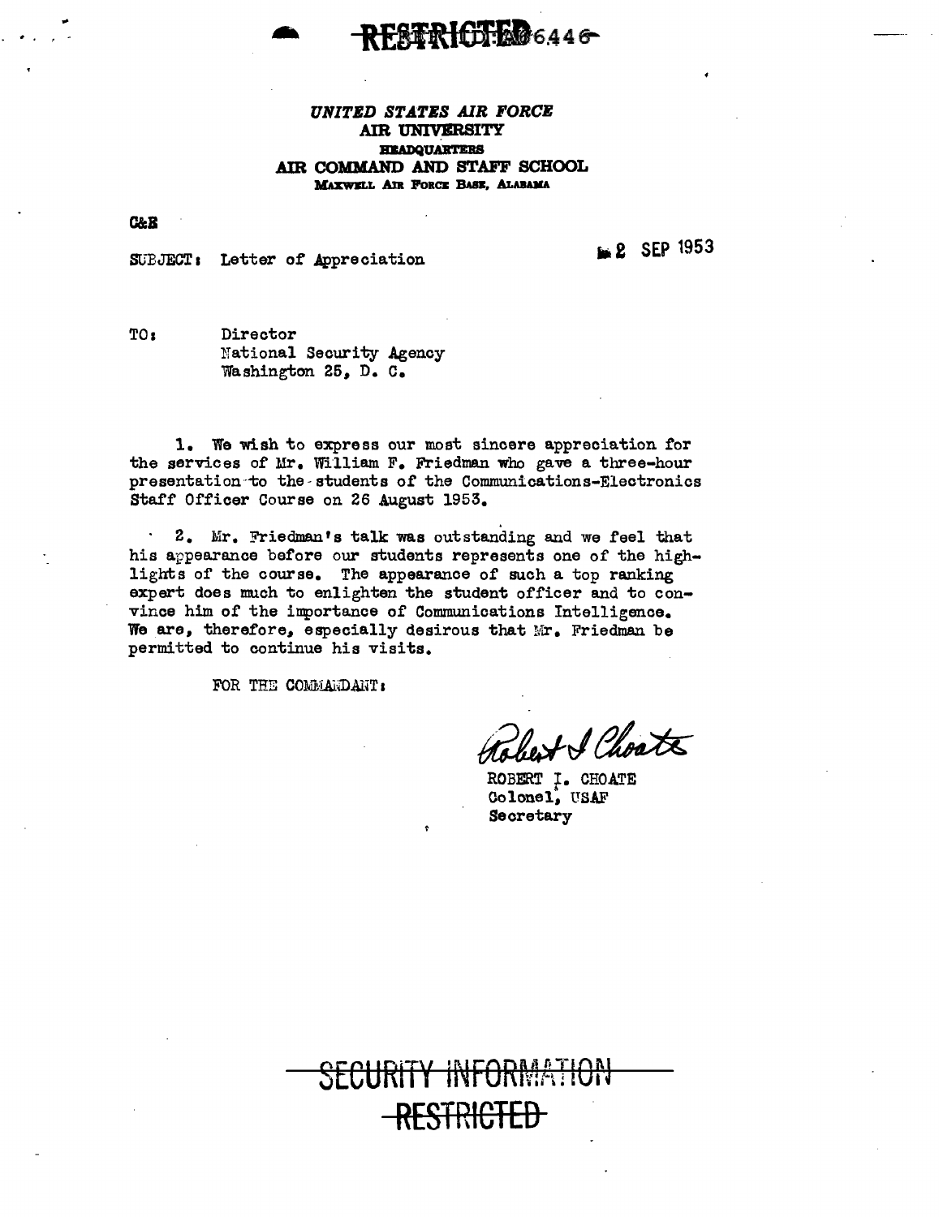RESTRICTED

*UNITED STATES AIR FORCE*
**AIR UNIVERSITY**
**HEADQUARTERS**
**AIR COMMAND AND STAFF SCHOOL**
MAXWELL AIR FORCE BASE, ALABAMA

C&E

SUBJECT: Letter of Appreciation

2 SEP 1953

TO: Director
National Security Agency
Washington 25, D. C.

1. We wish to express our most sincere appreciation for the services of Mr. William F. Friedman who gave a three-hour presentation to the students of the Communications-Electronics Staff Officer Course on 26 August 1953.

2. Mr. Friedman's talk was outstanding and we feel that his appearance before our students represents one of the highlights of the course. The appearance of such a top ranking expert does much to enlighten the student officer and to convince him of the importance of Communications Intelligence. We are, therefore, especially desirous that Mr. Friedman be permitted to continue his visits.

FOR THE COMMANDANT:

Robert I Choate

ROBERT I. CHOATE
Colonel, USAF
Secretary

SECURITY INFORMATION
RESTRICTED